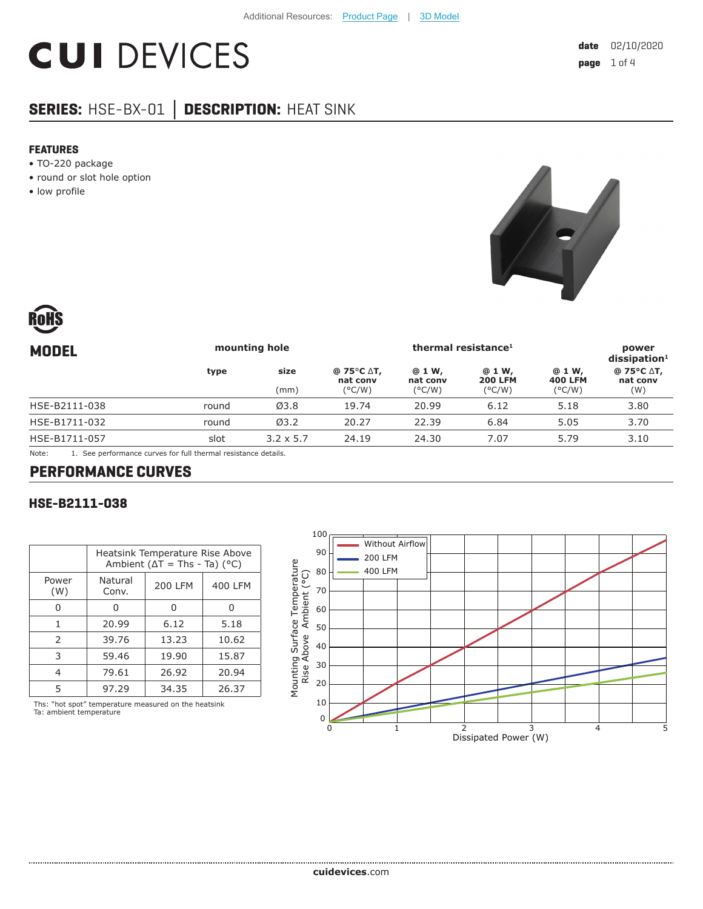Additional Resources: Product Page | 3D Model

# CUI DEVICES

**date** 02/10/2020

**SERIES:** HSE-BX-01 | **DESCRIPTION:** HEAT SINK

## FEATURES

- TO-220 package
- round or slot hole option
- low profile

| MODEL | mounting hole | | thermal resistance[1] | | | | power dissipation[1] |
|---|---|---|---|---|---|---|---|
| | type | size (mm) | @ 75°C ΔT, nat conv (°C/W) | @ 1 W, nat conv (°C/W) | @ 1 W, 200 LFM (°C/W) | @ 1 W, 400 LFM (°C/W) | @ 75°C ΔT, nat conv (W) |
| HSE-B2111-038 | round | Ø3.8 | 19.74 | 20.99 | 6.12 | 5.18 | 3.80 |
| HSE-B1711-032 | round | Ø3.2 | 20.27 | 22.39 | 6.84 | 5.05 | 3.70 |
| HSE-B1711-057 | slot | 3.2 x 5.7 | 24.19 | 24.30 | 7.07 | 5.79 | 3.10 |

Note: 1. See performance curves for full thermal resistance details.

## PERFORMANCE CURVES

### HSE-B2111-038

| Power (W) | Heatsink Temperature Rise Above Ambient (ΔT = Ths - Ta) (°C) Natural Conv. | 200 LFM | 400 LFM |
|---|---|---|---|
| 0 | 0 | 0 | 0 |
| 1 | 20.99 | 6.12 | 5.18 |
| 2 | 39.76 | 13.23 | 10.62 |
| 3 | 59.46 | 19.90 | 15.87 |
| 4 | 79.61 | 26.92 | 20.94 |
| 5 | 97.29 | 34.35 | 26.37 |

Ths: "hot spot" temperature measured on the heatsink
Ta: ambient temperature

Mounting Surface Temperature Rise Above Ambient (°C) vs. Dissipated Power (W) — Without Airflow, 200 LFM, 400 LFM

cuidevices.com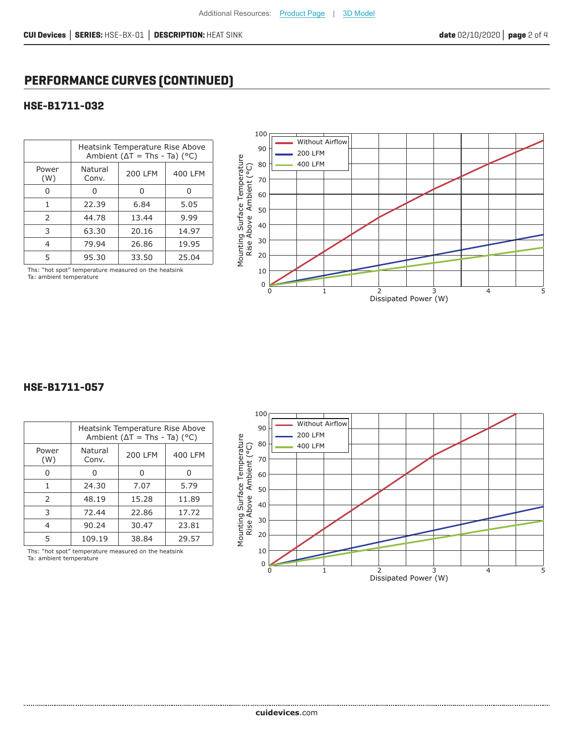## PERFORMANCE CURVES (CONTINUED)

### HSE-B1711-032

| Power (W) | Heatsink Temperature Rise Above Ambient (ΔT = Ths - Ta) (°C) | | |
|---|---|---|---|
| | Natural Conv. | 200 LFM | 400 LFM |
| 0 | 0 | 0 | 0 |
| 1 | 22.39 | 6.84 | 5.05 |
| 2 | 44.78 | 13.44 | 9.99 |
| 3 | 63.30 | 20.16 | 14.97 |
| 4 | 79.94 | 26.86 | 19.95 |
| 5 | 95.30 | 33.50 | 25.04 |

Ths: "hot spot" temperature measured on the heatsink
Ta: ambient temperature

### HSE-B1711-057

| Power (W) | Heatsink Temperature Rise Above Ambient (ΔT = Ths - Ta) (°C) | | |
|---|---|---|---|
| | Natural Conv. | 200 LFM | 400 LFM |
| 0 | 0 | 0 | 0 |
| 1 | 24.30 | 7.07 | 5.79 |
| 2 | 48.19 | 15.28 | 11.89 |
| 3 | 72.44 | 22.86 | 17.72 |
| 4 | 90.24 | 30.47 | 23.81 |
| 5 | 109.19 | 38.84 | 29.57 |

Ths: "hot spot" temperature measured on the heatsink
Ta: ambient temperature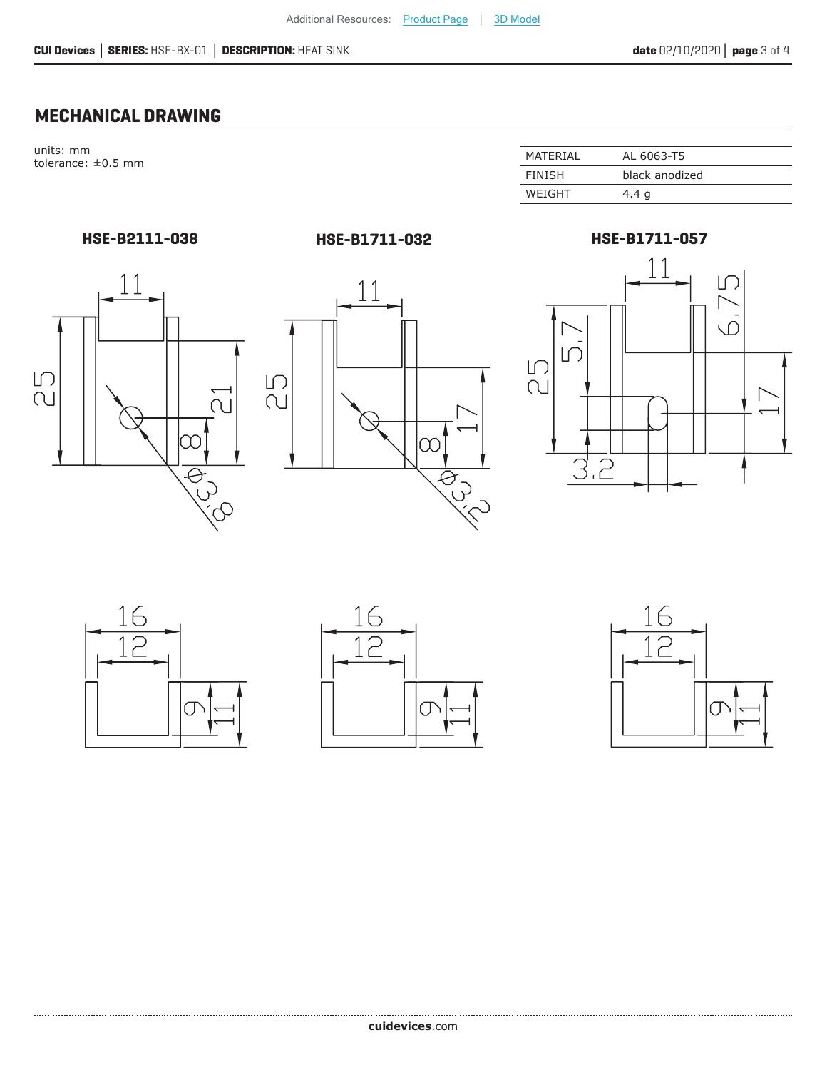Additional Resources: Product Page | 3D Model

## MECHANICAL DRAWING

units: mm
tolerance: ±0.5 mm

| MATERIAL | AL 6063-T5 |
|---|---|
| FINISH | black anodized |
| WEIGHT | 4.4 g |

**HSE-B2111-038**

11
25
21
8
Φ3.8

16
12
9
11

**HSE-B1711-032**

11
25
17
8
Φ3.2

16
12
9
11

**HSE-B1711-057**

11
25
5.7
6.75
17
3.2

16
12
9
11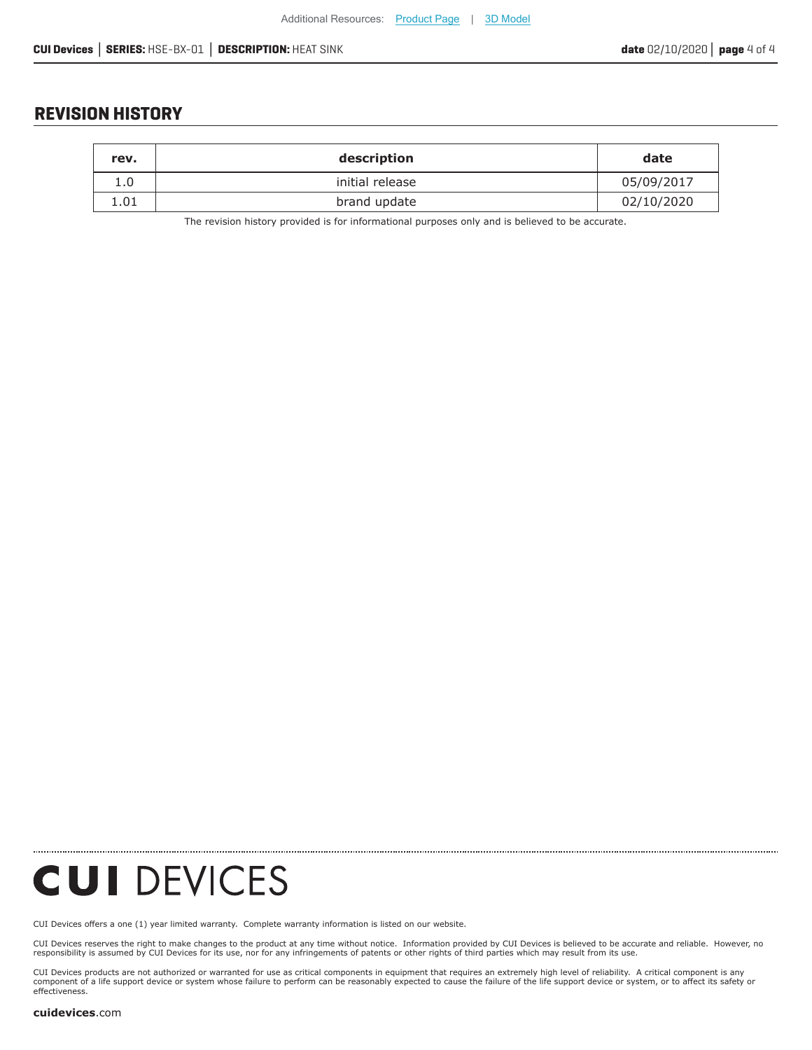## REVISION HISTORY

| rev. | description | date |
| --- | --- | --- |
| 1.0 | initial release | 05/09/2017 |
| 1.01 | brand update | 02/10/2020 |

The revision history provided is for informational purposes only and is believed to be accurate.

**CUI** DEVICES

CUI Devices offers a one (1) year limited warranty. Complete warranty information is listed on our website.

CUI Devices reserves the right to make changes to the product at any time without notice. Information provided by CUI Devices is believed to be accurate and reliable. However, no responsibility is assumed by CUI Devices for its use, nor for any infringements of patents or other rights of third parties which may result from its use.

CUI Devices products are not authorized or warranted for use as critical components in equipment that requires an extremely high level of reliability. A critical component is any component of a life support device or system whose failure to perform can be reasonably expected to cause the failure of the life support device or system, or to affect its safety or effectiveness.

**cuidevices**.com